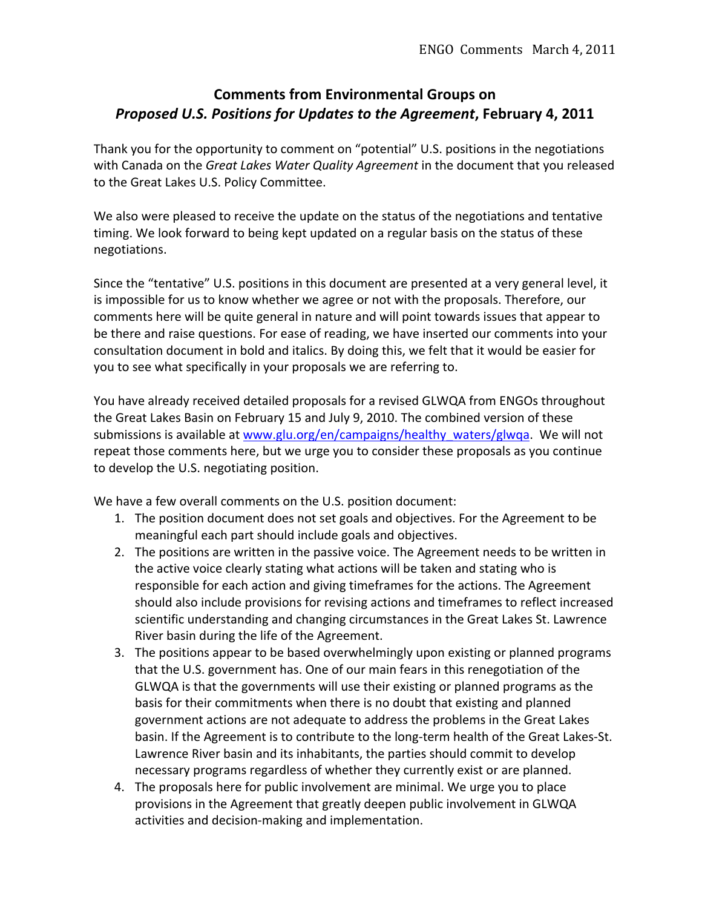# Comments from Environmental Groups on *Proposed U.S. Positions for Updates to the Agreement*, February 4, 2011

Thank you for the opportunity to comment on "potential" U.S. positions in the negotiations with Canada on the *Great Lakes Water Quality Agreement* in the document that you released to the Great Lakes U.S. Policy Committee.

We also were pleased to receive the update on the status of the negotiations and tentative timing. We look forward to being kept updated on a regular basis on the status of these negotiations.

Since the "tentative" U.S. positions in this document are presented at a very general level, it is impossible for us to know whether we agree or not with the proposals. Therefore, our comments here will be quite general in nature and will point towards issues that appear to be there and raise questions. For ease of reading, we have inserted our comments into your consultation document in bold and italics. By doing this, we felt that it would be easier for you to see what specifically in your proposals we are referring to.

You have already received detailed proposals for a revised GLWQA from ENGOs throughout the Great Lakes Basin on February 15 and July 9, 2010. The combined version of these submissions is available at [www.glu.org/en/campaigns/healthy_waters/glwqa](www.glu.org/en/campaigns/healthy_waters/glwqa). We will not repeat those comments here, but we urge you to consider these proposals as you continue to develop the U.S. negotiating position.

We have a few overall comments on the U.S. position document:

1. The position document does not set goals and objectives. For the Agreement to be meaningful each part should include goals and objectives.
2. The positions are written in the passive voice. The Agreement needs to be written in the active voice clearly stating what actions will be taken and stating who is responsible for each action and giving timeframes for the actions. The Agreement should also include provisions for revising actions and timeframes to reflect increased scientific understanding and changing circumstances in the Great Lakes St. Lawrence River basin during the life of the Agreement.
3. The positions appear to be based overwhelmingly upon existing or planned programs that the U.S. government has. One of our main fears in this renegotiation of the GLWQA is that the governments will use their existing or planned programs as the basis for their commitments when there is no doubt that existing and planned government actions are not adequate to address the problems in the Great Lakes basin. If the Agreement is to contribute to the long-term health of the Great Lakes-St. Lawrence River basin and its inhabitants, the parties should commit to develop necessary programs regardless of whether they currently exist or are planned.
4. The proposals here for public involvement are minimal. We urge you to place provisions in the Agreement that greatly deepen public involvement in GLWQA activities and decision-making and implementation.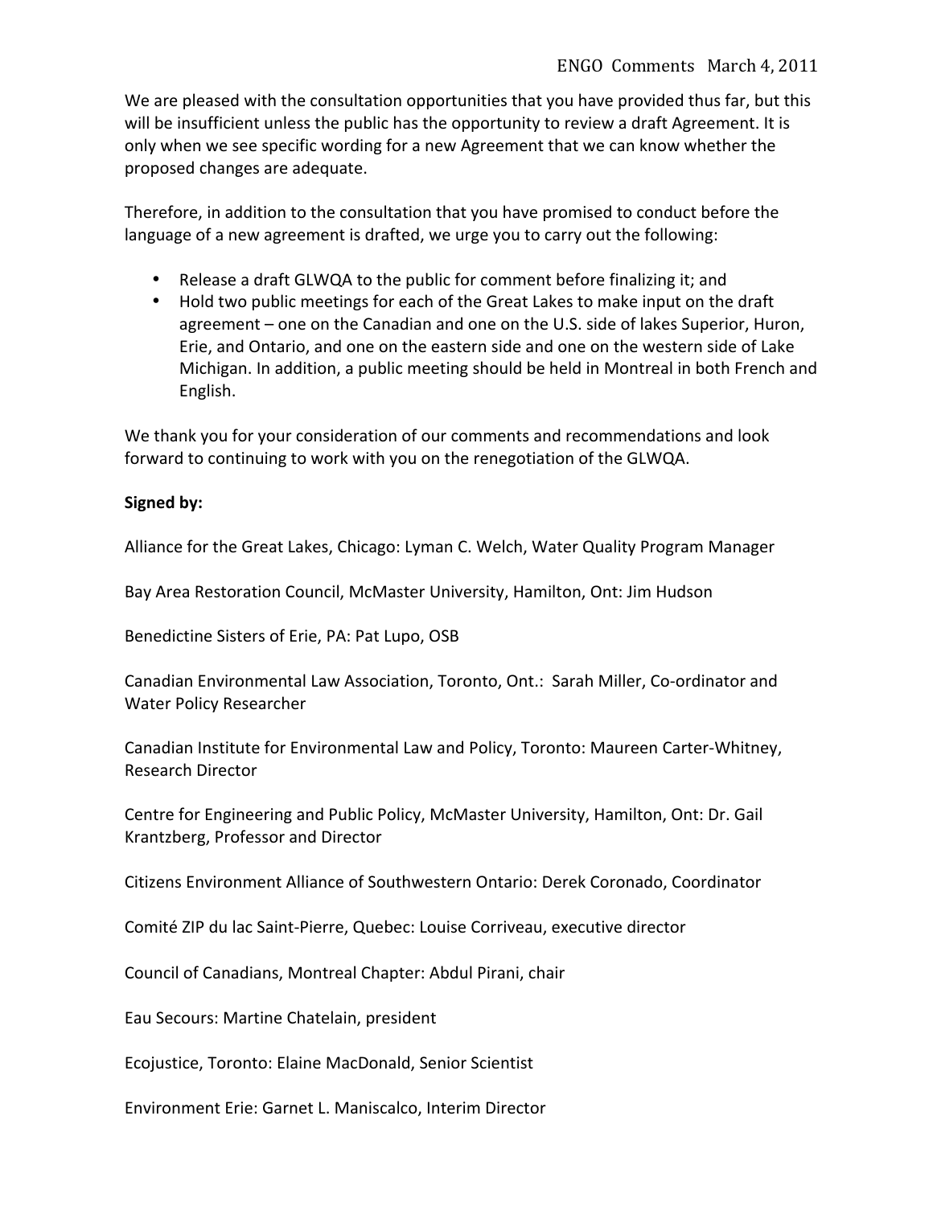We are pleased with the consultation opportunities that you have provided thus far, but this will be insufficient unless the public has the opportunity to review a draft Agreement. It is only when we see specific wording for a new Agreement that we can know whether the proposed changes are adequate.

Therefore, in addition to the consultation that you have promised to conduct before the language of a new agreement is drafted, we urge you to carry out the following:

- Release a draft GLWQA to the public for comment before finalizing it; and
- Hold two public meetings for each of the Great Lakes to make input on the draft agreement – one on the Canadian and one on the U.S. side of lakes Superior, Huron, Erie, and Ontario, and one on the eastern side and one on the western side of Lake Michigan. In addition, a public meeting should be held in Montreal in both French and English.

We thank you for your consideration of our comments and recommendations and look forward to continuing to work with you on the renegotiation of the GLWQA.

**Signed by:**

Alliance for the Great Lakes, Chicago: Lyman C. Welch, Water Quality Program Manager

Bay Area Restoration Council, McMaster University, Hamilton, Ont: Jim Hudson

Benedictine Sisters of Erie, PA: Pat Lupo, OSB

Canadian Environmental Law Association, Toronto, Ont.: Sarah Miller, Co-ordinator and Water Policy Researcher

Canadian Institute for Environmental Law and Policy, Toronto: Maureen Carter-Whitney, Research Director

Centre for Engineering and Public Policy, McMaster University, Hamilton, Ont: Dr. Gail Krantzberg, Professor and Director

Citizens Environment Alliance of Southwestern Ontario: Derek Coronado, Coordinator

Comité ZIP du lac Saint-Pierre, Quebec: Louise Corriveau, executive director

Council of Canadians, Montreal Chapter: Abdul Pirani, chair

Eau Secours: Martine Chatelain, president

Ecojustice, Toronto: Elaine MacDonald, Senior Scientist

Environment Erie: Garnet L. Maniscalco, Interim Director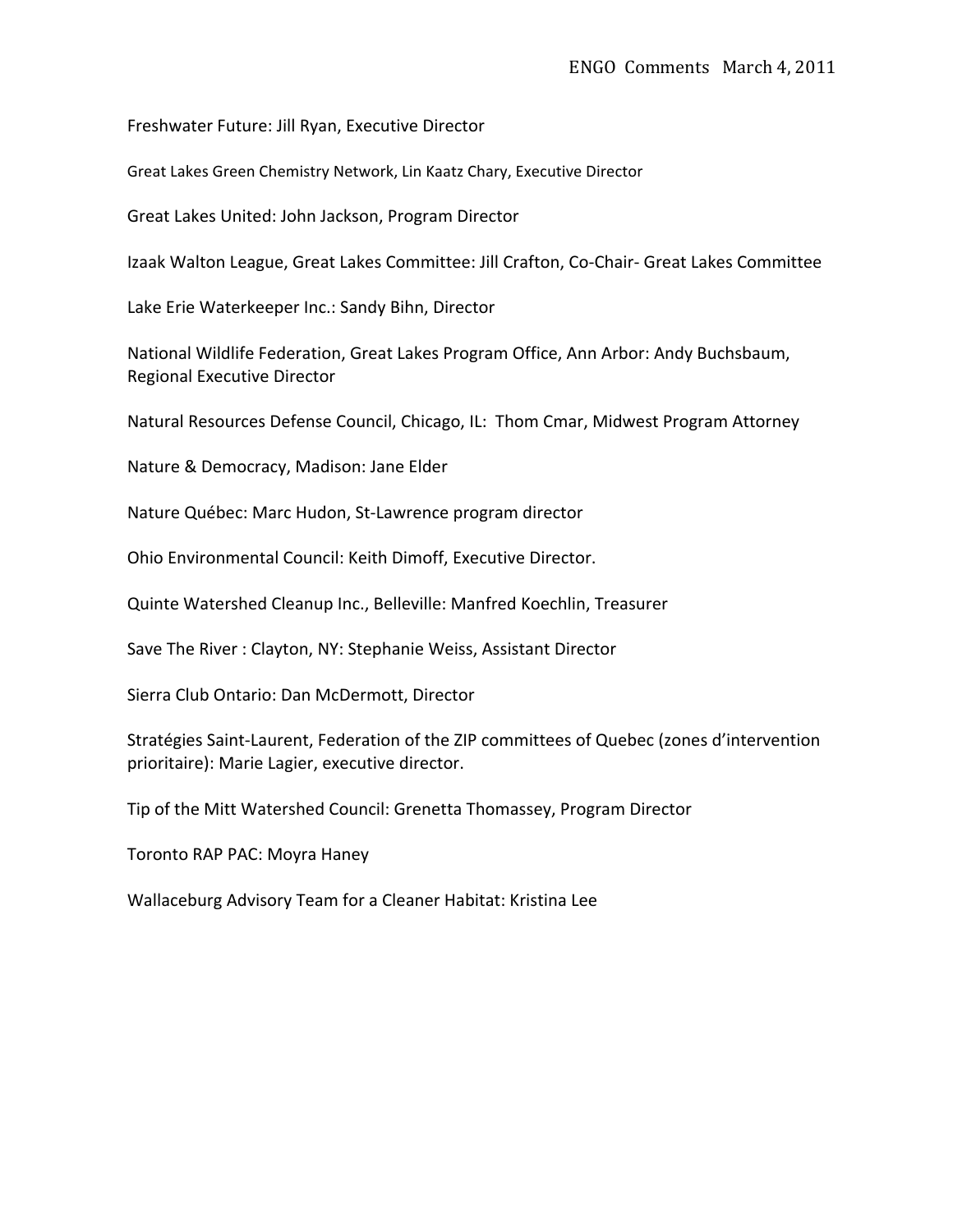Freshwater Future: Jill Ryan, Executive Director

Great Lakes Green Chemistry Network, Lin Kaatz Chary, Executive Director

Great Lakes United: John Jackson, Program Director

Izaak Walton League, Great Lakes Committee: Jill Crafton, Co-Chair- Great Lakes Committee

Lake Erie Waterkeeper Inc.: Sandy Bihn, Director

National Wildlife Federation, Great Lakes Program Office, Ann Arbor: Andy Buchsbaum, Regional Executive Director

Natural Resources Defense Council, Chicago, IL: Thom Cmar, Midwest Program Attorney

Nature & Democracy, Madison: Jane Elder

Nature Québec: Marc Hudon, St-Lawrence program director

Ohio Environmental Council: Keith Dimoff, Executive Director.

Quinte Watershed Cleanup Inc., Belleville: Manfred Koechlin, Treasurer

Save The River : Clayton, NY: Stephanie Weiss, Assistant Director

Sierra Club Ontario: Dan McDermott, Director

Stratégies Saint-Laurent, Federation of the ZIP committees of Quebec (zones d'intervention prioritaire): Marie Lagier, executive director.

Tip of the Mitt Watershed Council: Grenetta Thomassey, Program Director

Toronto RAP PAC: Moyra Haney

Wallaceburg Advisory Team for a Cleaner Habitat: Kristina Lee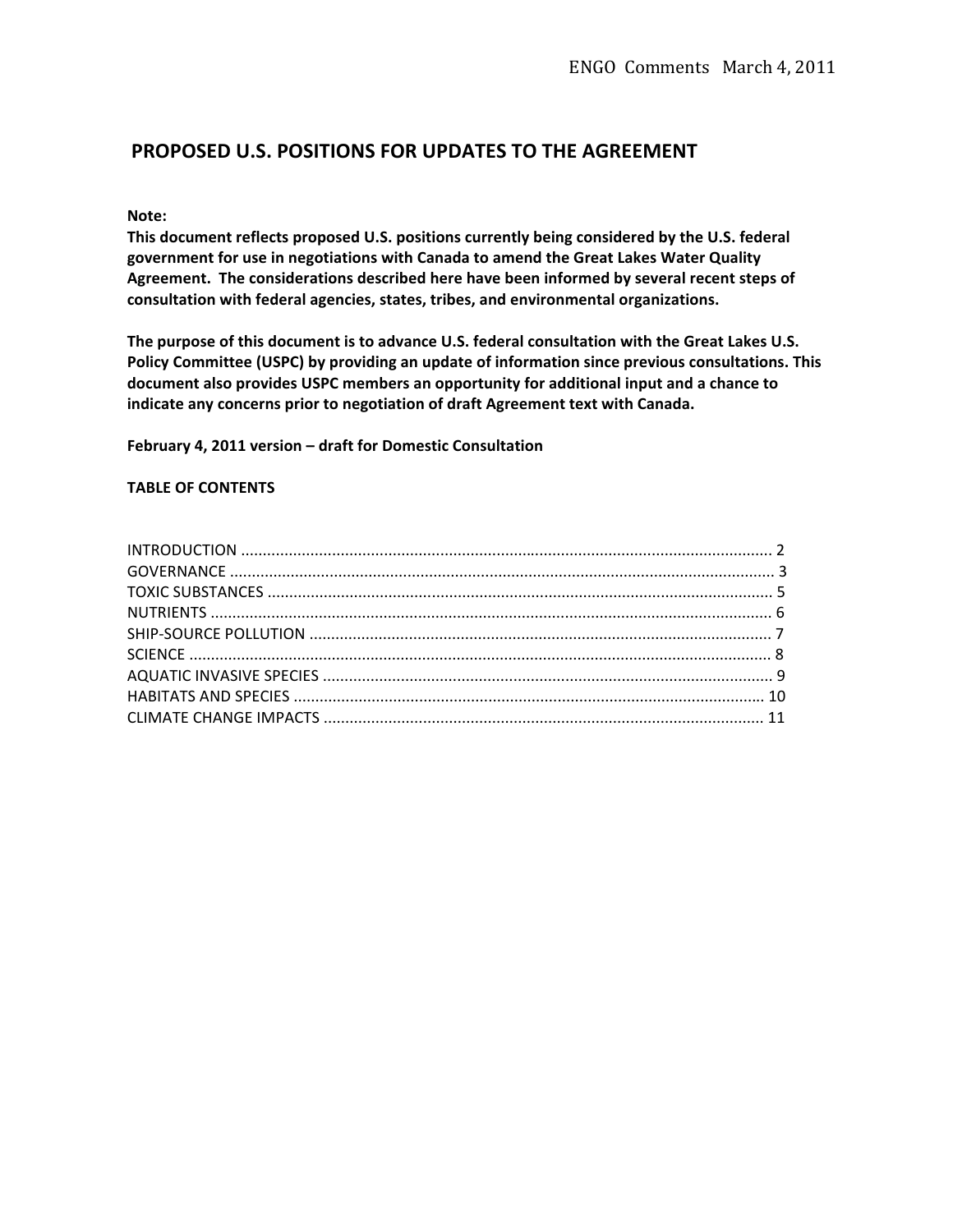## PROPOSED U.S. POSITIONS FOR UPDATES TO THE AGREEMENT

**Note:**
**This document reflects proposed U.S. positions currently being considered by the U.S. federal government for use in negotiations with Canada to amend the Great Lakes Water Quality Agreement. The considerations described here have been informed by several recent steps of consultation with federal agencies, states, tribes, and environmental organizations.**

**The purpose of this document is to advance U.S. federal consultation with the Great Lakes U.S. Policy Committee (USPC) by providing an update of information since previous consultations. This document also provides USPC members an opportunity for additional input and a chance to indicate any concerns prior to negotiation of draft Agreement text with Canada.**

**February 4, 2011 version – draft for Domestic Consultation**

**TABLE OF CONTENTS**

INTRODUCTION ........................................................................................................................... 2
GOVERNANCE ............................................................................................................................. 3
TOXIC SUBSTANCES .................................................................................................................... 5
NUTRIENTS ................................................................................................................................. 6
SHIP-SOURCE POLLUTION .......................................................................................................... 7
SCIENCE ...................................................................................................................................... 8
AQUATIC INVASIVE SPECIES ........................................................................................................ 9
HABITATS AND SPECIES ............................................................................................................. 10
CLIMATE CHANGE IMPACTS ...................................................................................................... 11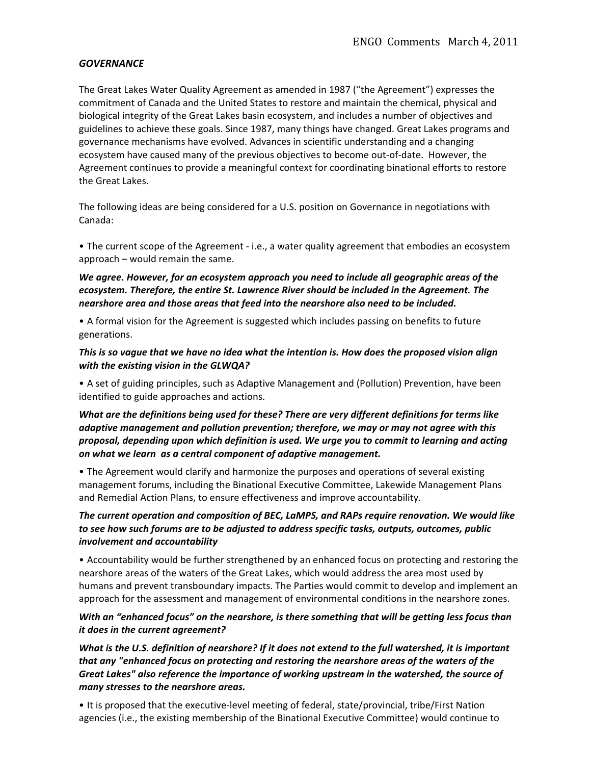***GOVERNANCE***

The Great Lakes Water Quality Agreement as amended in 1987 ("the Agreement") expresses the commitment of Canada and the United States to restore and maintain the chemical, physical and biological integrity of the Great Lakes basin ecosystem, and includes a number of objectives and guidelines to achieve these goals. Since 1987, many things have changed. Great Lakes programs and governance mechanisms have evolved. Advances in scientific understanding and a changing ecosystem have caused many of the previous objectives to become out-of-date. However, the Agreement continues to provide a meaningful context for coordinating binational efforts to restore the Great Lakes.

The following ideas are being considered for a U.S. position on Governance in negotiations with Canada:

• The current scope of the Agreement - i.e., a water quality agreement that embodies an ecosystem approach – would remain the same.

***We agree. However, for an ecosystem approach you need to include all geographic areas of the ecosystem. Therefore, the entire St. Lawrence River should be included in the Agreement. The nearshore area and those areas that feed into the nearshore also need to be included.***

• A formal vision for the Agreement is suggested which includes passing on benefits to future generations.

***This is so vague that we have no idea what the intention is. How does the proposed vision align with the existing vision in the GLWQA?***

• A set of guiding principles, such as Adaptive Management and (Pollution) Prevention, have been identified to guide approaches and actions.

***What are the definitions being used for these? There are very different definitions for terms like adaptive management and pollution prevention; therefore, we may or may not agree with this proposal, depending upon which definition is used. We urge you to commit to learning and acting on what we learn as a central component of adaptive management.***

• The Agreement would clarify and harmonize the purposes and operations of several existing management forums, including the Binational Executive Committee, Lakewide Management Plans and Remedial Action Plans, to ensure effectiveness and improve accountability.

***The current operation and composition of BEC, LaMPS, and RAPs require renovation. We would like to see how such forums are to be adjusted to address specific tasks, outputs, outcomes, public involvement and accountability***

• Accountability would be further strengthened by an enhanced focus on protecting and restoring the nearshore areas of the waters of the Great Lakes, which would address the area most used by humans and prevent transboundary impacts. The Parties would commit to develop and implement an approach for the assessment and management of environmental conditions in the nearshore zones.

***With an "enhanced focus" on the nearshore, is there something that will be getting less focus than it does in the current agreement?***

***What is the U.S. definition of nearshore? If it does not extend to the full watershed, it is important that any "enhanced focus on protecting and restoring the nearshore areas of the waters of the Great Lakes" also reference the importance of working upstream in the watershed, the source of many stresses to the nearshore areas.***

• It is proposed that the executive-level meeting of federal, state/provincial, tribe/First Nation agencies (i.e., the existing membership of the Binational Executive Committee) would continue to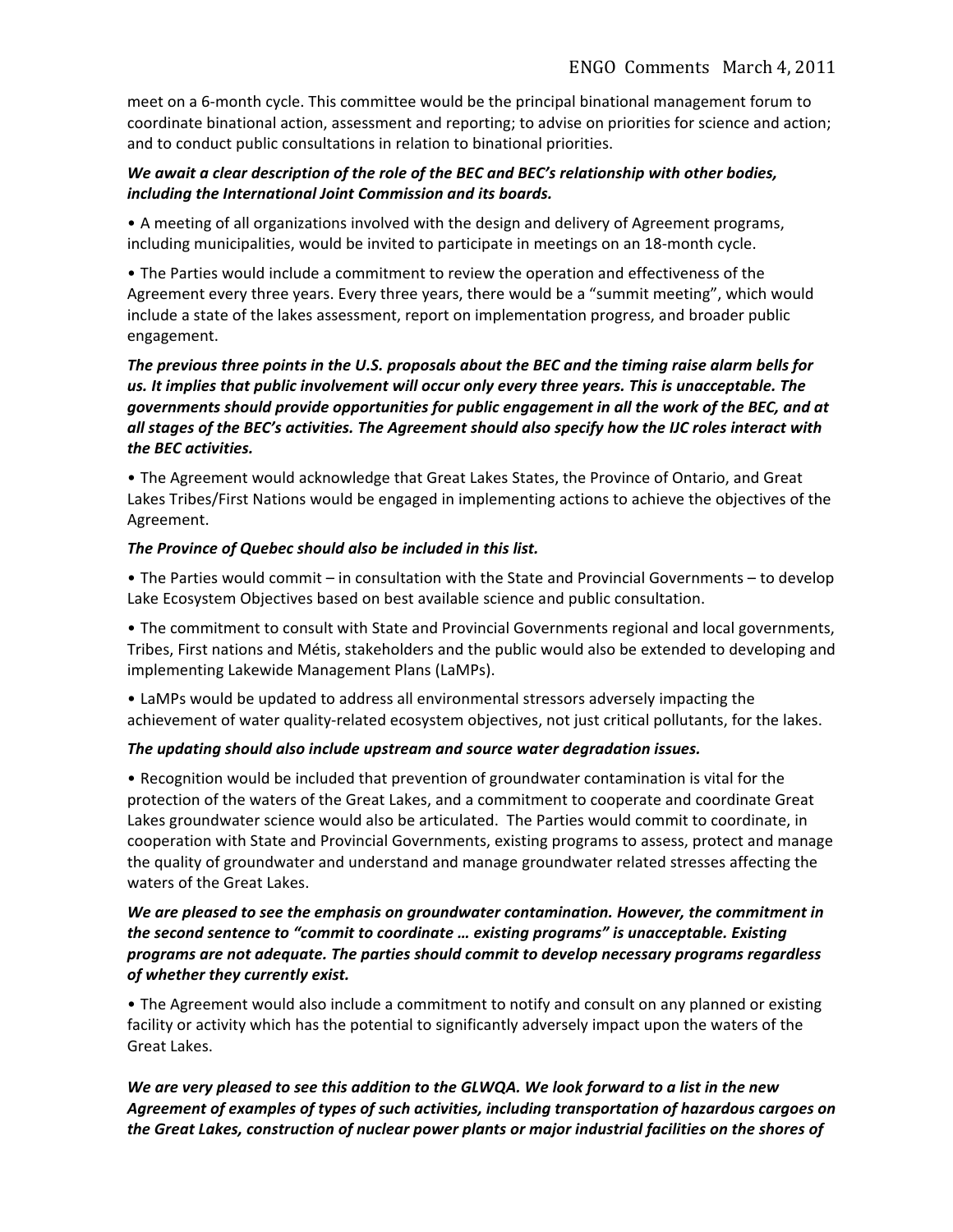meet on a 6-month cycle. This committee would be the principal binational management forum to coordinate binational action, assessment and reporting; to advise on priorities for science and action; and to conduct public consultations in relation to binational priorities.

***We await a clear description of the role of the BEC and BEC's relationship with other bodies, including the International Joint Commission and its boards.***

• A meeting of all organizations involved with the design and delivery of Agreement programs, including municipalities, would be invited to participate in meetings on an 18-month cycle.

• The Parties would include a commitment to review the operation and effectiveness of the Agreement every three years. Every three years, there would be a "summit meeting", which would include a state of the lakes assessment, report on implementation progress, and broader public engagement.

***The previous three points in the U.S. proposals about the BEC and the timing raise alarm bells for us. It implies that public involvement will occur only every three years. This is unacceptable. The governments should provide opportunities for public engagement in all the work of the BEC, and at all stages of the BEC's activities. The Agreement should also specify how the IJC roles interact with the BEC activities.***

• The Agreement would acknowledge that Great Lakes States, the Province of Ontario, and Great Lakes Tribes/First Nations would be engaged in implementing actions to achieve the objectives of the Agreement.

***The Province of Quebec should also be included in this list.***

• The Parties would commit – in consultation with the State and Provincial Governments – to develop Lake Ecosystem Objectives based on best available science and public consultation.

• The commitment to consult with State and Provincial Governments regional and local governments, Tribes, First nations and Métis, stakeholders and the public would also be extended to developing and implementing Lakewide Management Plans (LaMPs).

• LaMPs would be updated to address all environmental stressors adversely impacting the achievement of water quality-related ecosystem objectives, not just critical pollutants, for the lakes.

***The updating should also include upstream and source water degradation issues.***

• Recognition would be included that prevention of groundwater contamination is vital for the protection of the waters of the Great Lakes, and a commitment to cooperate and coordinate Great Lakes groundwater science would also be articulated. The Parties would commit to coordinate, in cooperation with State and Provincial Governments, existing programs to assess, protect and manage the quality of groundwater and understand and manage groundwater related stresses affecting the waters of the Great Lakes.

***We are pleased to see the emphasis on groundwater contamination. However, the commitment in the second sentence to "commit to coordinate … existing programs" is unacceptable. Existing programs are not adequate. The parties should commit to develop necessary programs regardless of whether they currently exist.***

• The Agreement would also include a commitment to notify and consult on any planned or existing facility or activity which has the potential to significantly adversely impact upon the waters of the Great Lakes.

***We are very pleased to see this addition to the GLWQA. We look forward to a list in the new Agreement of examples of types of such activities, including transportation of hazardous cargoes on the Great Lakes, construction of nuclear power plants or major industrial facilities on the shores of***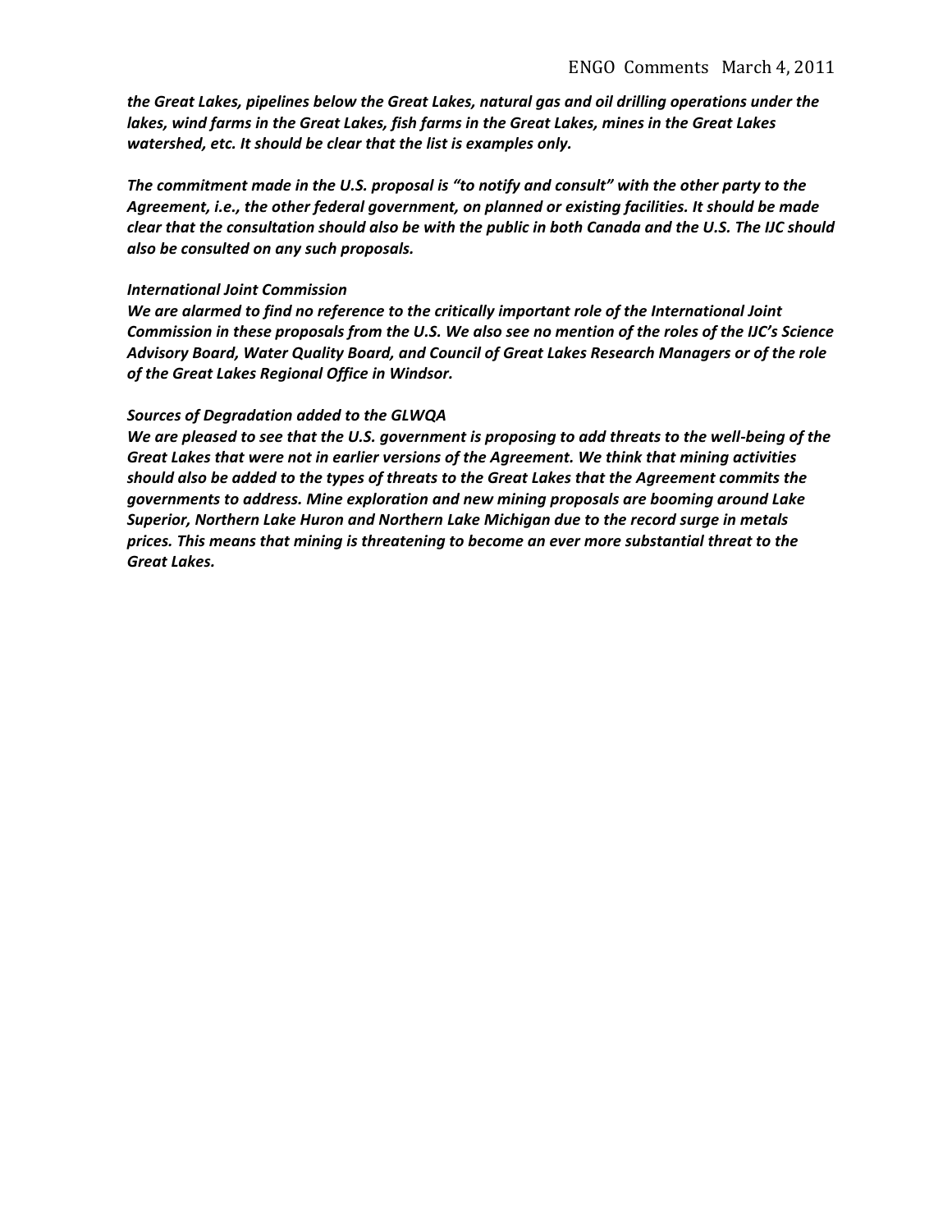***the Great Lakes, pipelines below the Great Lakes, natural gas and oil drilling operations under the lakes, wind farms in the Great Lakes, fish farms in the Great Lakes, mines in the Great Lakes watershed, etc. It should be clear that the list is examples only.***

***The commitment made in the U.S. proposal is "to notify and consult" with the other party to the Agreement, i.e., the other federal government, on planned or existing facilities. It should be made clear that the consultation should also be with the public in both Canada and the U.S. The IJC should also be consulted on any such proposals.***

***International Joint Commission***

***We are alarmed to find no reference to the critically important role of the International Joint Commission in these proposals from the U.S. We also see no mention of the roles of the IJC's Science Advisory Board, Water Quality Board, and Council of Great Lakes Research Managers or of the role of the Great Lakes Regional Office in Windsor.***

***Sources of Degradation added to the GLWQA***

***We are pleased to see that the U.S. government is proposing to add threats to the well-being of the Great Lakes that were not in earlier versions of the Agreement. We think that mining activities should also be added to the types of threats to the Great Lakes that the Agreement commits the governments to address. Mine exploration and new mining proposals are booming around Lake Superior, Northern Lake Huron and Northern Lake Michigan due to the record surge in metals prices. This means that mining is threatening to become an ever more substantial threat to the Great Lakes.***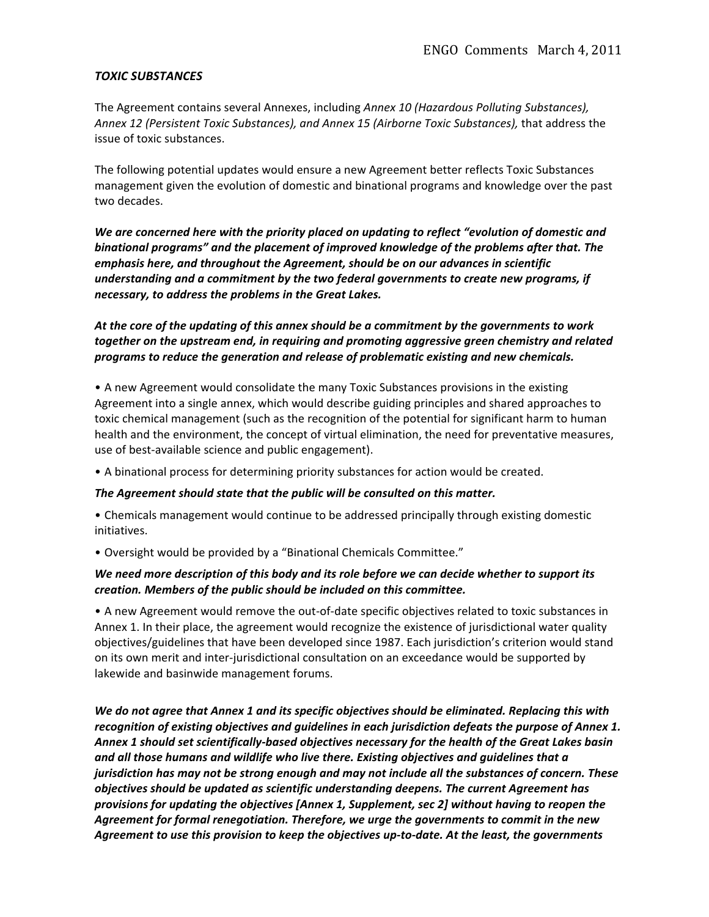### *TOXIC SUBSTANCES*

The Agreement contains several Annexes, including *Annex 10 (Hazardous Polluting Substances), Annex 12 (Persistent Toxic Substances), and Annex 15 (Airborne Toxic Substances),* that address the issue of toxic substances.

The following potential updates would ensure a new Agreement better reflects Toxic Substances management given the evolution of domestic and binational programs and knowledge over the past two decades.

***We are concerned here with the priority placed on updating to reflect "evolution of domestic and binational programs" and the placement of improved knowledge of the problems after that. The emphasis here, and throughout the Agreement, should be on our advances in scientific understanding and a commitment by the two federal governments to create new programs, if necessary, to address the problems in the Great Lakes.***

***At the core of the updating of this annex should be a commitment by the governments to work together on the upstream end, in requiring and promoting aggressive green chemistry and related programs to reduce the generation and release of problematic existing and new chemicals.***

- A new Agreement would consolidate the many Toxic Substances provisions in the existing Agreement into a single annex, which would describe guiding principles and shared approaches to toxic chemical management (such as the recognition of the potential for significant harm to human health and the environment, the concept of virtual elimination, the need for preventative measures, use of best-available science and public engagement).
- A binational process for determining priority substances for action would be created.

***The Agreement should state that the public will be consulted on this matter.***

- Chemicals management would continue to be addressed principally through existing domestic initiatives.
- Oversight would be provided by a "Binational Chemicals Committee."

***We need more description of this body and its role before we can decide whether to support its creation. Members of the public should be included on this committee.***

- A new Agreement would remove the out-of-date specific objectives related to toxic substances in Annex 1. In their place, the agreement would recognize the existence of jurisdictional water quality objectives/guidelines that have been developed since 1987. Each jurisdiction's criterion would stand on its own merit and inter-jurisdictional consultation on an exceedance would be supported by lakewide and basinwide management forums.

***We do not agree that Annex 1 and its specific objectives should be eliminated. Replacing this with recognition of existing objectives and guidelines in each jurisdiction defeats the purpose of Annex 1. Annex 1 should set scientifically-based objectives necessary for the health of the Great Lakes basin and all those humans and wildlife who live there. Existing objectives and guidelines that a jurisdiction has may not be strong enough and may not include all the substances of concern. These objectives should be updated as scientific understanding deepens. The current Agreement has provisions for updating the objectives [Annex 1, Supplement, sec 2] without having to reopen the Agreement for formal renegotiation. Therefore, we urge the governments to commit in the new Agreement to use this provision to keep the objectives up-to-date. At the least, the governments***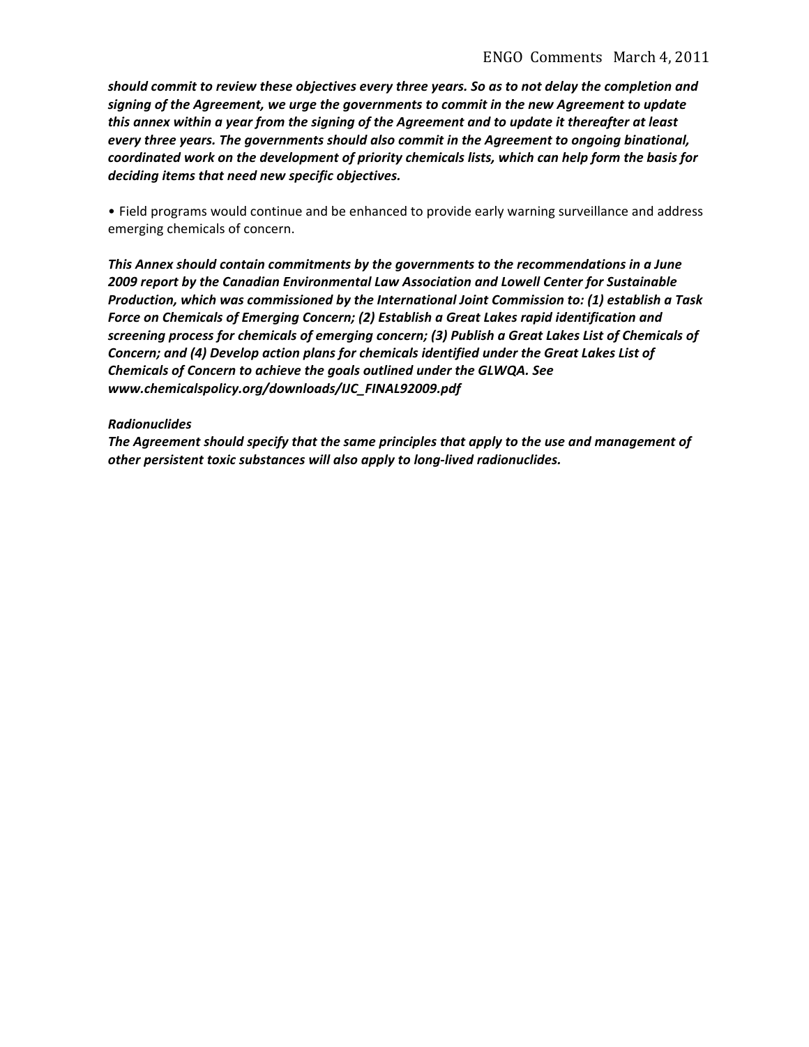***should commit to review these objectives every three years. So as to not delay the completion and signing of the Agreement, we urge the governments to commit in the new Agreement to update this annex within a year from the signing of the Agreement and to update it thereafter at least every three years. The governments should also commit in the Agreement to ongoing binational, coordinated work on the development of priority chemicals lists, which can help form the basis for deciding items that need new specific objectives.***

• Field programs would continue and be enhanced to provide early warning surveillance and address emerging chemicals of concern.

***This Annex should contain commitments by the governments to the recommendations in a June 2009 report by the Canadian Environmental Law Association and Lowell Center for Sustainable Production, which was commissioned by the International Joint Commission to: (1) establish a Task Force on Chemicals of Emerging Concern; (2) Establish a Great Lakes rapid identification and screening process for chemicals of emerging concern; (3) Publish a Great Lakes List of Chemicals of Concern; and (4) Develop action plans for chemicals identified under the Great Lakes List of Chemicals of Concern to achieve the goals outlined under the GLWQA. See www.chemicalspolicy.org/downloads/IJC_FINAL92009.pdf***

*Radionuclides*

***The Agreement should specify that the same principles that apply to the use and management of other persistent toxic substances will also apply to long-lived radionuclides.***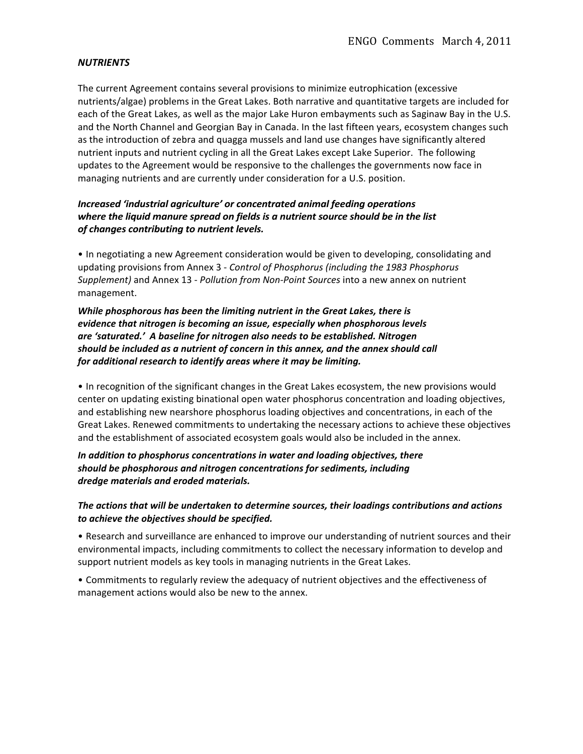***NUTRIENTS***

The current Agreement contains several provisions to minimize eutrophication (excessive nutrients/algae) problems in the Great Lakes. Both narrative and quantitative targets are included for each of the Great Lakes, as well as the major Lake Huron embayments such as Saginaw Bay in the U.S. and the North Channel and Georgian Bay in Canada. In the last fifteen years, ecosystem changes such as the introduction of zebra and quagga mussels and land use changes have significantly altered nutrient inputs and nutrient cycling in all the Great Lakes except Lake Superior. The following updates to the Agreement would be responsive to the challenges the governments now face in managing nutrients and are currently under consideration for a U.S. position.

***Increased 'industrial agriculture' or concentrated animal feeding operations where the liquid manure spread on fields is a nutrient source should be in the list of changes contributing to nutrient levels.***

• In negotiating a new Agreement consideration would be given to developing, consolidating and updating provisions from Annex 3 - *Control of Phosphorus (including the 1983 Phosphorus Supplement)* and Annex 13 - *Pollution from Non-Point Sources* into a new annex on nutrient management.

***While phosphorous has been the limiting nutrient in the Great Lakes, there is evidence that nitrogen is becoming an issue, especially when phosphorous levels are 'saturated.' A baseline for nitrogen also needs to be established. Nitrogen should be included as a nutrient of concern in this annex, and the annex should call for additional research to identify areas where it may be limiting.***

• In recognition of the significant changes in the Great Lakes ecosystem, the new provisions would center on updating existing binational open water phosphorus concentration and loading objectives, and establishing new nearshore phosphorus loading objectives and concentrations, in each of the Great Lakes. Renewed commitments to undertaking the necessary actions to achieve these objectives and the establishment of associated ecosystem goals would also be included in the annex.

***In addition to phosphorus concentrations in water and loading objectives, there should be phosphorous and nitrogen concentrations for sediments, including dredge materials and eroded materials.***

***The actions that will be undertaken to determine sources, their loadings contributions and actions to achieve the objectives should be specified.***

• Research and surveillance are enhanced to improve our understanding of nutrient sources and their environmental impacts, including commitments to collect the necessary information to develop and support nutrient models as key tools in managing nutrients in the Great Lakes.

• Commitments to regularly review the adequacy of nutrient objectives and the effectiveness of management actions would also be new to the annex.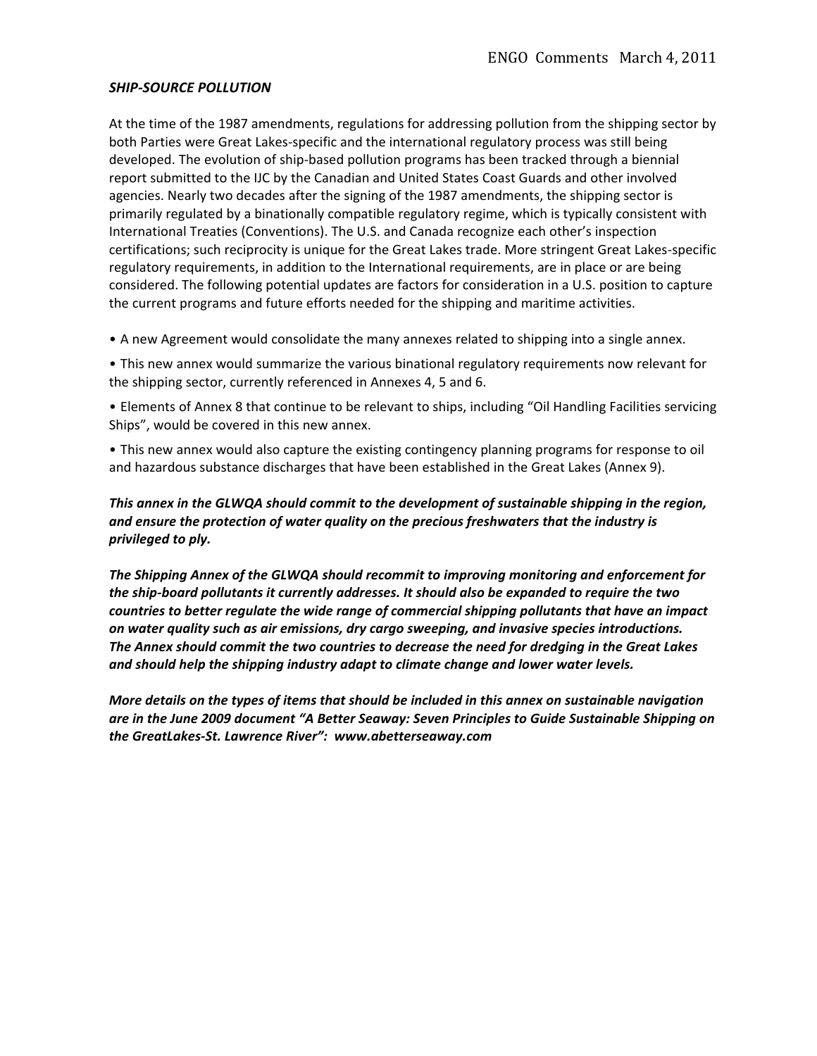### ***SHIP-SOURCE POLLUTION***

At the time of the 1987 amendments, regulations for addressing pollution from the shipping sector by both Parties were Great Lakes-specific and the international regulatory process was still being developed. The evolution of ship-based pollution programs has been tracked through a biennial report submitted to the IJC by the Canadian and United States Coast Guards and other involved agencies. Nearly two decades after the signing of the 1987 amendments, the shipping sector is primarily regulated by a binationally compatible regulatory regime, which is typically consistent with International Treaties (Conventions). The U.S. and Canada recognize each other's inspection certifications; such reciprocity is unique for the Great Lakes trade. More stringent Great Lakes-specific regulatory requirements, in addition to the International requirements, are in place or are being considered. The following potential updates are factors for consideration in a U.S. position to capture the current programs and future efforts needed for the shipping and maritime activities.

- A new Agreement would consolidate the many annexes related to shipping into a single annex.
- This new annex would summarize the various binational regulatory requirements now relevant for the shipping sector, currently referenced in Annexes 4, 5 and 6.
- Elements of Annex 8 that continue to be relevant to ships, including "Oil Handling Facilities servicing Ships", would be covered in this new annex.
- This new annex would also capture the existing contingency planning programs for response to oil and hazardous substance discharges that have been established in the Great Lakes (Annex 9).

***This annex in the GLWQA should commit to the development of sustainable shipping in the region, and ensure the protection of water quality on the precious freshwaters that the industry is privileged to ply.***

***The Shipping Annex of the GLWQA should recommit to improving monitoring and enforcement for the ship-board pollutants it currently addresses. It should also be expanded to require the two countries to better regulate the wide range of commercial shipping pollutants that have an impact on water quality such as air emissions, dry cargo sweeping, and invasive species introductions. The Annex should commit the two countries to decrease the need for dredging in the Great Lakes and should help the shipping industry adapt to climate change and lower water levels.***

***More details on the types of items that should be included in this annex on sustainable navigation are in the June 2009 document "A Better Seaway: Seven Principles to Guide Sustainable Shipping on the GreatLakes-St. Lawrence River": www.abetterseaway.com***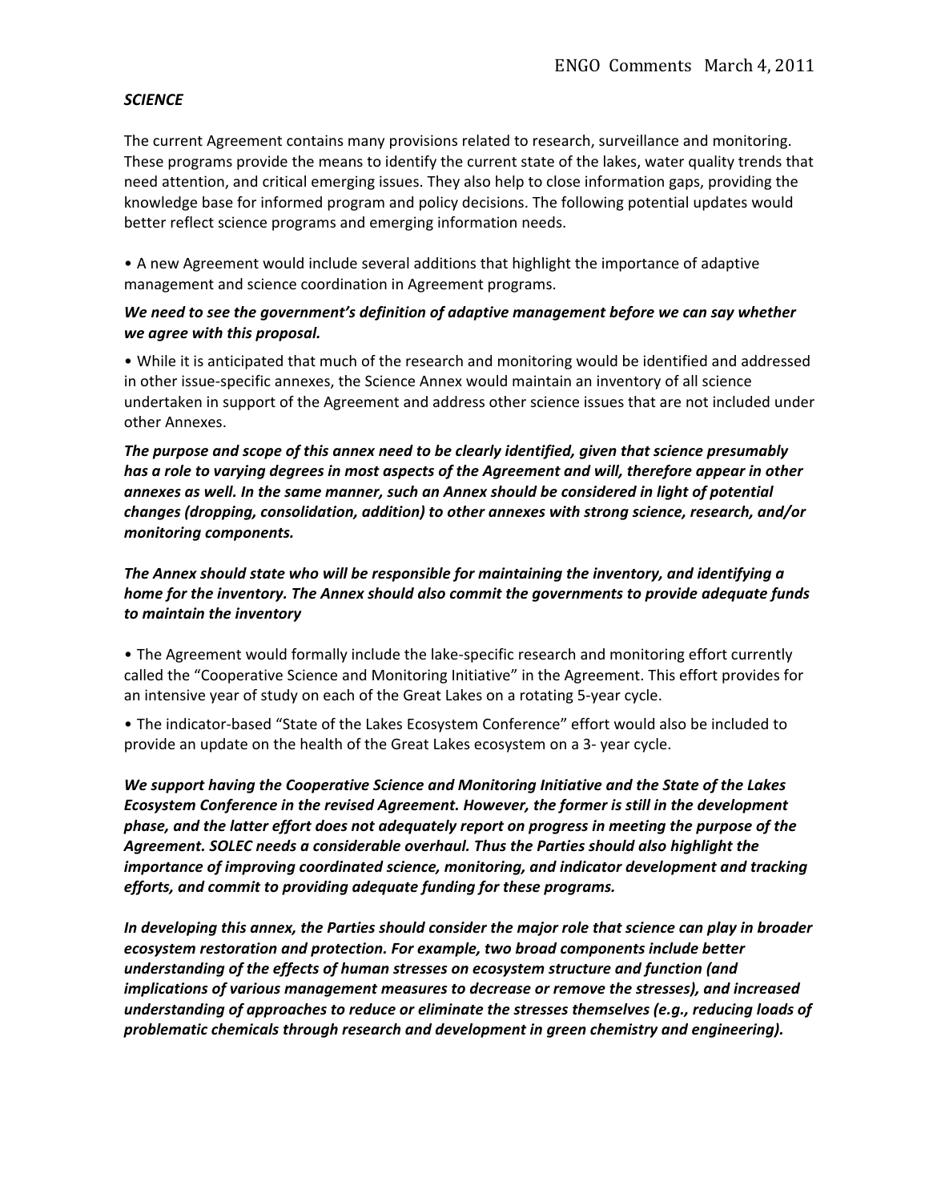***SCIENCE***

The current Agreement contains many provisions related to research, surveillance and monitoring. These programs provide the means to identify the current state of the lakes, water quality trends that need attention, and critical emerging issues. They also help to close information gaps, providing the knowledge base for informed program and policy decisions. The following potential updates would better reflect science programs and emerging information needs.

• A new Agreement would include several additions that highlight the importance of adaptive management and science coordination in Agreement programs.

***We need to see the government's definition of adaptive management before we can say whether we agree with this proposal.***

• While it is anticipated that much of the research and monitoring would be identified and addressed in other issue-specific annexes, the Science Annex would maintain an inventory of all science undertaken in support of the Agreement and address other science issues that are not included under other Annexes.

***The purpose and scope of this annex need to be clearly identified, given that science presumably has a role to varying degrees in most aspects of the Agreement and will, therefore appear in other annexes as well. In the same manner, such an Annex should be considered in light of potential changes (dropping, consolidation, addition) to other annexes with strong science, research, and/or monitoring components.***

***The Annex should state who will be responsible for maintaining the inventory, and identifying a home for the inventory. The Annex should also commit the governments to provide adequate funds to maintain the inventory***

• The Agreement would formally include the lake-specific research and monitoring effort currently called the "Cooperative Science and Monitoring Initiative" in the Agreement. This effort provides for an intensive year of study on each of the Great Lakes on a rotating 5-year cycle.

• The indicator-based "State of the Lakes Ecosystem Conference" effort would also be included to provide an update on the health of the Great Lakes ecosystem on a 3- year cycle.

***We support having the Cooperative Science and Monitoring Initiative and the State of the Lakes Ecosystem Conference in the revised Agreement. However, the former is still in the development phase, and the latter effort does not adequately report on progress in meeting the purpose of the Agreement. SOLEC needs a considerable overhaul. Thus the Parties should also highlight the importance of improving coordinated science, monitoring, and indicator development and tracking efforts, and commit to providing adequate funding for these programs.***

***In developing this annex, the Parties should consider the major role that science can play in broader ecosystem restoration and protection. For example, two broad components include better understanding of the effects of human stresses on ecosystem structure and function (and implications of various management measures to decrease or remove the stresses), and increased understanding of approaches to reduce or eliminate the stresses themselves (e.g., reducing loads of problematic chemicals through research and development in green chemistry and engineering).***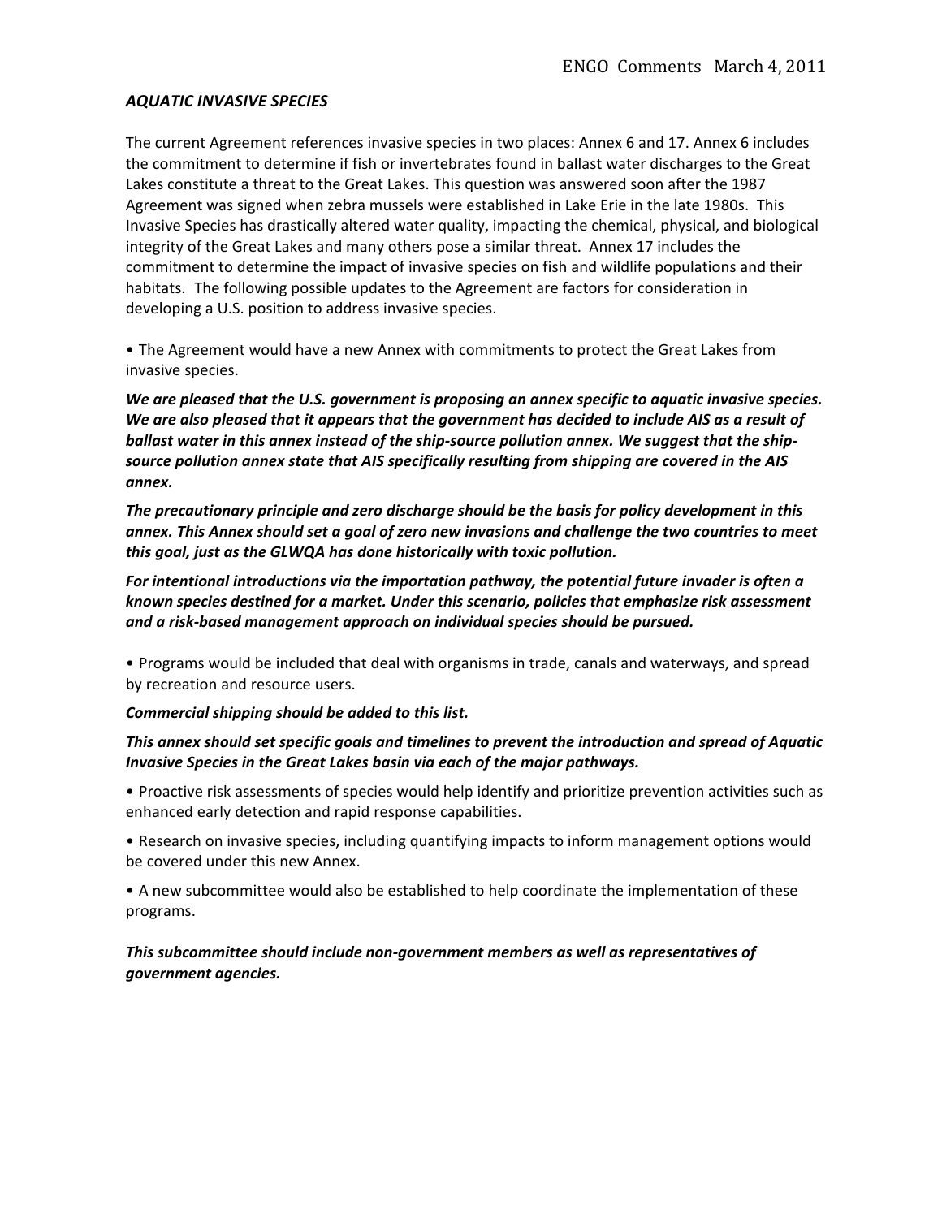***AQUATIC INVASIVE SPECIES***

The current Agreement references invasive species in two places: Annex 6 and 17. Annex 6 includes the commitment to determine if fish or invertebrates found in ballast water discharges to the Great Lakes constitute a threat to the Great Lakes. This question was answered soon after the 1987 Agreement was signed when zebra mussels were established in Lake Erie in the late 1980s. This Invasive Species has drastically altered water quality, impacting the chemical, physical, and biological integrity of the Great Lakes and many others pose a similar threat. Annex 17 includes the commitment to determine the impact of invasive species on fish and wildlife populations and their habitats. The following possible updates to the Agreement are factors for consideration in developing a U.S. position to address invasive species.

• The Agreement would have a new Annex with commitments to protect the Great Lakes from invasive species.

***We are pleased that the U.S. government is proposing an annex specific to aquatic invasive species. We are also pleased that it appears that the government has decided to include AIS as a result of ballast water in this annex instead of the ship-source pollution annex. We suggest that the ship-source pollution annex state that AIS specifically resulting from shipping are covered in the AIS annex.***

***The precautionary principle and zero discharge should be the basis for policy development in this annex. This Annex should set a goal of zero new invasions and challenge the two countries to meet this goal, just as the GLWQA has done historically with toxic pollution.***

***For intentional introductions via the importation pathway, the potential future invader is often a known species destined for a market. Under this scenario, policies that emphasize risk assessment and a risk-based management approach on individual species should be pursued.***

• Programs would be included that deal with organisms in trade, canals and waterways, and spread by recreation and resource users.

***Commercial shipping should be added to this list.***

***This annex should set specific goals and timelines to prevent the introduction and spread of Aquatic Invasive Species in the Great Lakes basin via each of the major pathways.***

• Proactive risk assessments of species would help identify and prioritize prevention activities such as enhanced early detection and rapid response capabilities.

• Research on invasive species, including quantifying impacts to inform management options would be covered under this new Annex.

• A new subcommittee would also be established to help coordinate the implementation of these programs.

***This subcommittee should include non-government members as well as representatives of government agencies.***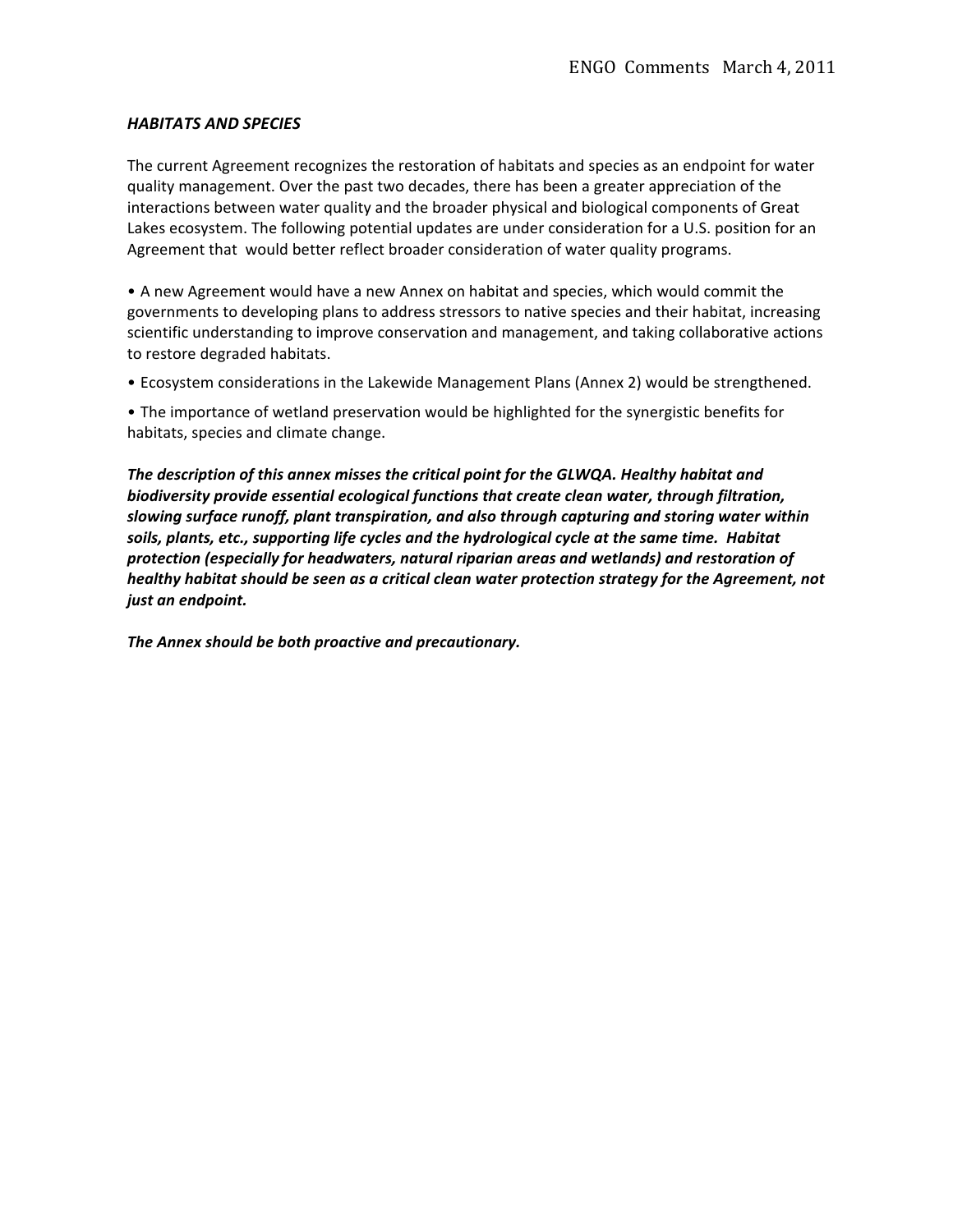### ***HABITATS AND SPECIES***

The current Agreement recognizes the restoration of habitats and species as an endpoint for water quality management. Over the past two decades, there has been a greater appreciation of the interactions between water quality and the broader physical and biological components of Great Lakes ecosystem. The following potential updates are under consideration for a U.S. position for an Agreement that would better reflect broader consideration of water quality programs.

- A new Agreement would have a new Annex on habitat and species, which would commit the governments to developing plans to address stressors to native species and their habitat, increasing scientific understanding to improve conservation and management, and taking collaborative actions to restore degraded habitats.
- Ecosystem considerations in the Lakewide Management Plans (Annex 2) would be strengthened.
- The importance of wetland preservation would be highlighted for the synergistic benefits for habitats, species and climate change.

***The description of this annex misses the critical point for the GLWQA. Healthy habitat and biodiversity provide essential ecological functions that create clean water, through filtration, slowing surface runoff, plant transpiration, and also through capturing and storing water within soils, plants, etc., supporting life cycles and the hydrological cycle at the same time. Habitat protection (especially for headwaters, natural riparian areas and wetlands) and restoration of healthy habitat should be seen as a critical clean water protection strategy for the Agreement, not just an endpoint.***

***The Annex should be both proactive and precautionary.***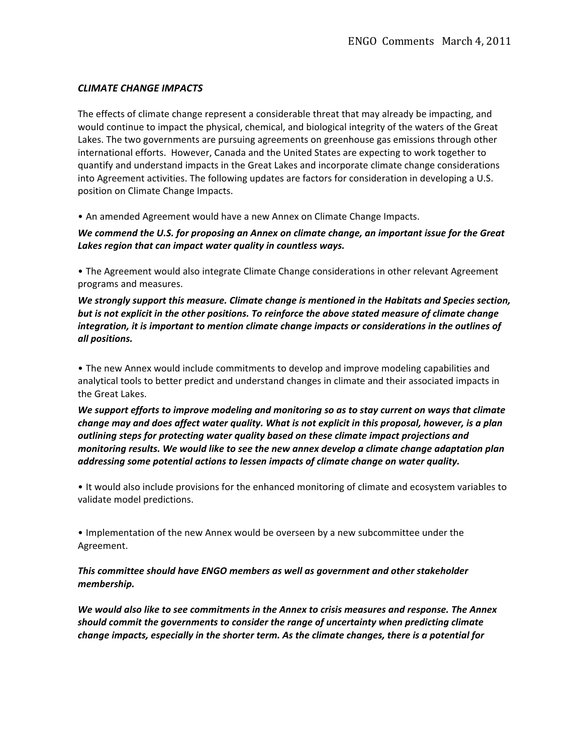### *CLIMATE CHANGE IMPACTS*

The effects of climate change represent a considerable threat that may already be impacting, and would continue to impact the physical, chemical, and biological integrity of the waters of the Great Lakes. The two governments are pursuing agreements on greenhouse gas emissions through other international efforts. However, Canada and the United States are expecting to work together to quantify and understand impacts in the Great Lakes and incorporate climate change considerations into Agreement activities. The following updates are factors for consideration in developing a U.S. position on Climate Change Impacts.

• An amended Agreement would have a new Annex on Climate Change Impacts.

***We commend the U.S. for proposing an Annex on climate change, an important issue for the Great Lakes region that can impact water quality in countless ways.***

• The Agreement would also integrate Climate Change considerations in other relevant Agreement programs and measures.

***We strongly support this measure. Climate change is mentioned in the Habitats and Species section, but is not explicit in the other positions. To reinforce the above stated measure of climate change integration, it is important to mention climate change impacts or considerations in the outlines of all positions.***

• The new Annex would include commitments to develop and improve modeling capabilities and analytical tools to better predict and understand changes in climate and their associated impacts in the Great Lakes.

***We support efforts to improve modeling and monitoring so as to stay current on ways that climate change may and does affect water quality. What is not explicit in this proposal, however, is a plan outlining steps for protecting water quality based on these climate impact projections and monitoring results. We would like to see the new annex develop a climate change adaptation plan addressing some potential actions to lessen impacts of climate change on water quality.***

• It would also include provisions for the enhanced monitoring of climate and ecosystem variables to validate model predictions.

• Implementation of the new Annex would be overseen by a new subcommittee under the Agreement.

***This committee should have ENGO members as well as government and other stakeholder membership.***

***We would also like to see commitments in the Annex to crisis measures and response. The Annex should commit the governments to consider the range of uncertainty when predicting climate change impacts, especially in the shorter term. As the climate changes, there is a potential for***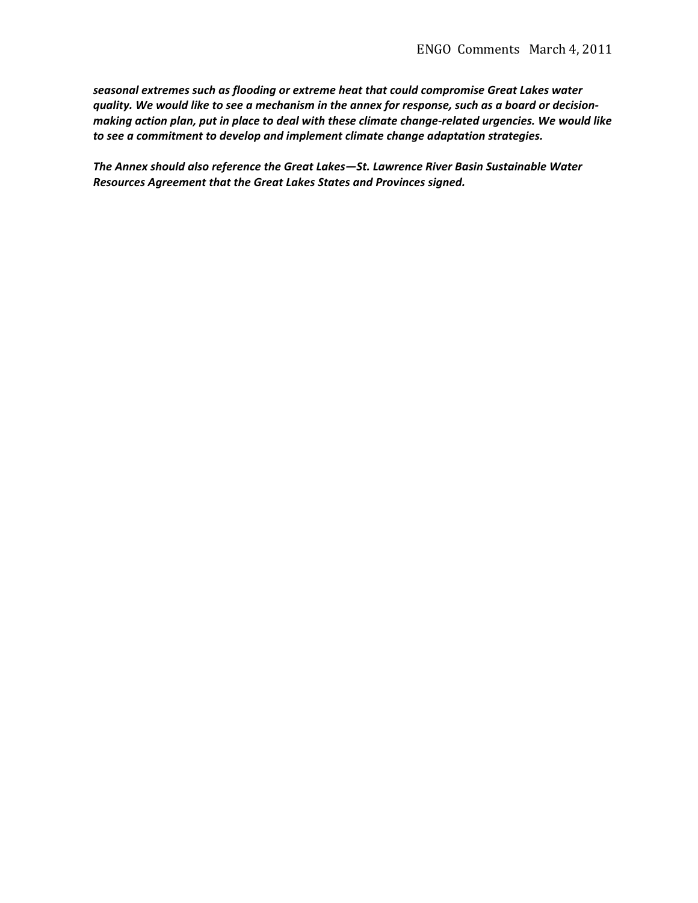***seasonal extremes such as flooding or extreme heat that could compromise Great Lakes water quality. We would like to see a mechanism in the annex for response, such as a board or decision-making action plan, put in place to deal with these climate change-related urgencies. We would like to see a commitment to develop and implement climate change adaptation strategies.***

***The Annex should also reference the Great Lakes—St. Lawrence River Basin Sustainable Water Resources Agreement that the Great Lakes States and Provinces signed.***